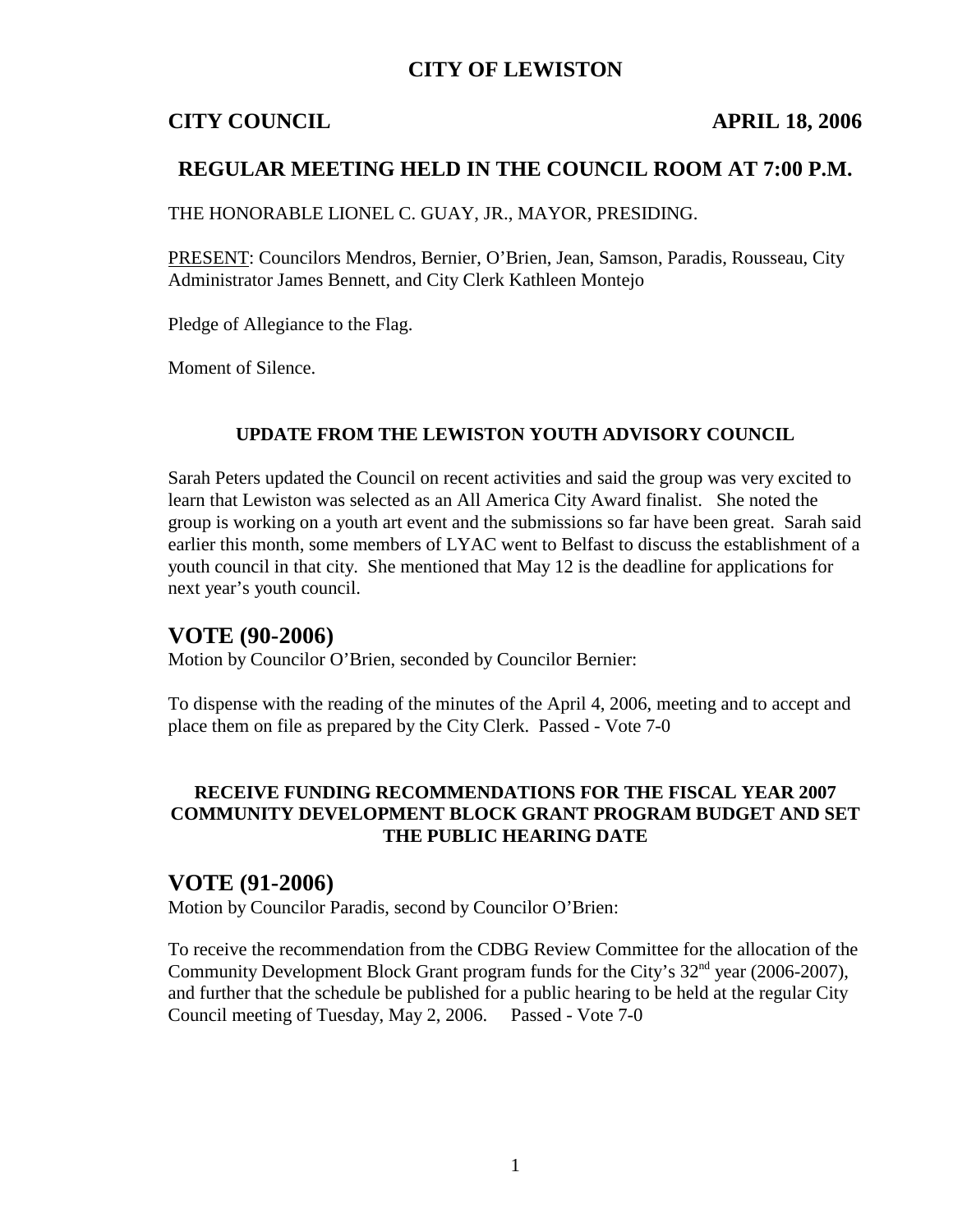# CITY OF LEWISTON

**CITY COUNCIL** **APRIL 18, 2006**

## REGULAR MEETING HELD IN THE COUNCIL ROOM AT 7:00 P.M.

THE HONORABLE LIONEL C. GUAY, JR., MAYOR, PRESIDING.

PRESENT: Councilors Mendros, Bernier, O'Brien, Jean, Samson, Paradis, Rousseau, City Administrator James Bennett, and City Clerk Kathleen Montejo

Pledge of Allegiance to the Flag.

Moment of Silence.

### UPDATE FROM THE LEWISTON YOUTH ADVISORY COUNCIL

Sarah Peters updated the Council on recent activities and said the group was very excited to learn that Lewiston was selected as an All America City Award finalist. She noted the group is working on a youth art event and the submissions so far have been great. Sarah said earlier this month, some members of LYAC went to Belfast to discuss the establishment of a youth council in that city. She mentioned that May 12 is the deadline for applications for next year's youth council.

## VOTE (90-2006)

Motion by Councilor O'Brien, seconded by Councilor Bernier:

To dispense with the reading of the minutes of the April 4, 2006, meeting and to accept and place them on file as prepared by the City Clerk. Passed - Vote 7-0

### RECEIVE FUNDING RECOMMENDATIONS FOR THE FISCAL YEAR 2007 COMMUNITY DEVELOPMENT BLOCK GRANT PROGRAM BUDGET AND SET THE PUBLIC HEARING DATE

## VOTE (91-2006)

Motion by Councilor Paradis, second by Councilor O'Brien:

To receive the recommendation from the CDBG Review Committee for the allocation of the Community Development Block Grant program funds for the City's 32nd year (2006-2007), and further that the schedule be published for a public hearing to be held at the regular City Council meeting of Tuesday, May 2, 2006. Passed - Vote 7-0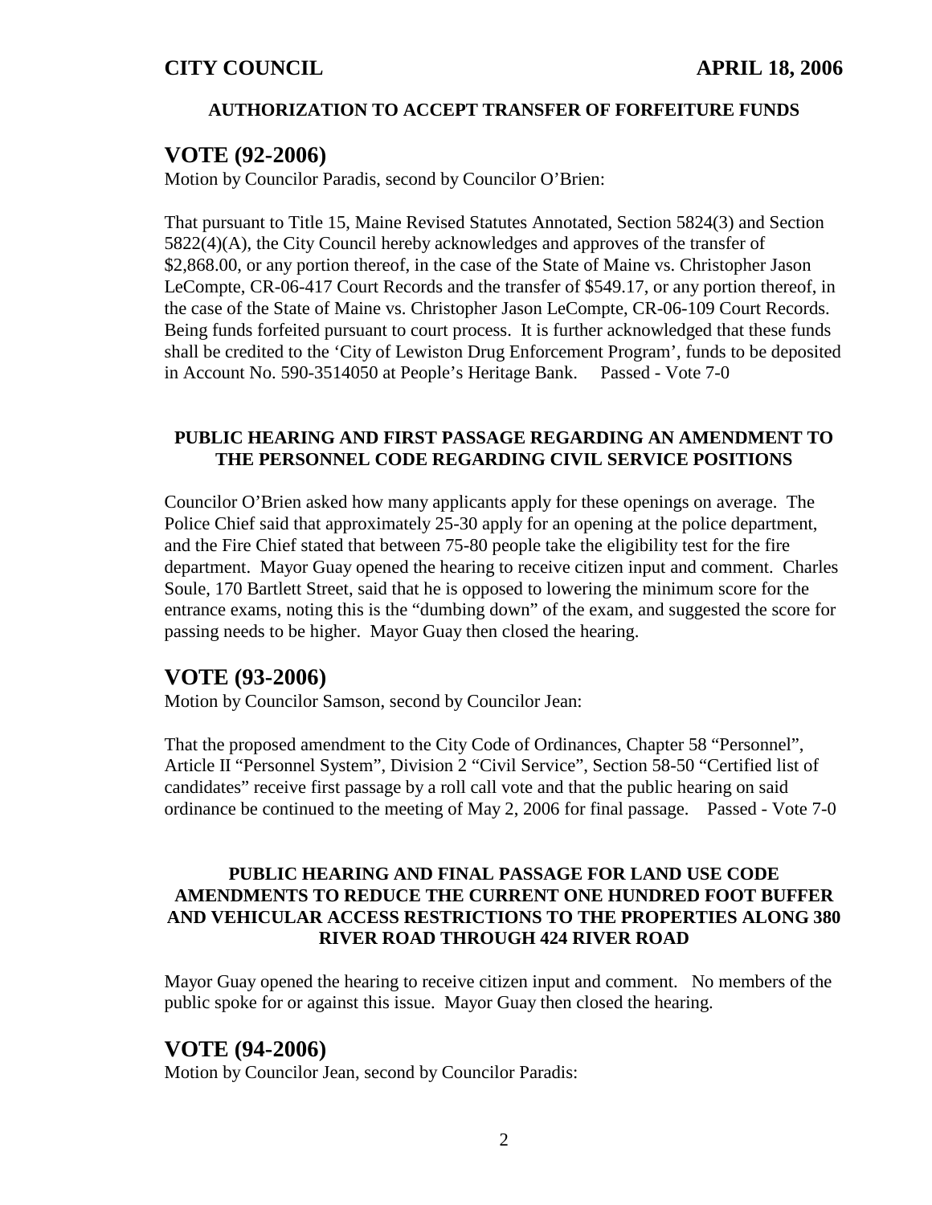### AUTHORIZATION TO ACCEPT TRANSFER OF FORFEITURE FUNDS

## VOTE (92-2006)

Motion by Councilor Paradis, second by Councilor O'Brien:

That pursuant to Title 15, Maine Revised Statutes Annotated, Section 5824(3) and Section 5822(4)(A), the City Council hereby acknowledges and approves of the transfer of $2,868.00, or any portion thereof, in the case of the State of Maine vs. Christopher Jason LeCompte, CR-06-417 Court Records and the transfer of $549.17, or any portion thereof, in the case of the State of Maine vs. Christopher Jason LeCompte, CR-06-109 Court Records. Being funds forfeited pursuant to court process. It is further acknowledged that these funds shall be credited to the 'City of Lewiston Drug Enforcement Program', funds to be deposited in Account No. 590-3514050 at People's Heritage Bank. Passed - Vote 7-0

### PUBLIC HEARING AND FIRST PASSAGE REGARDING AN AMENDMENT TO THE PERSONNEL CODE REGARDING CIVIL SERVICE POSITIONS

Councilor O'Brien asked how many applicants apply for these openings on average. The Police Chief said that approximately 25-30 apply for an opening at the police department, and the Fire Chief stated that between 75-80 people take the eligibility test for the fire department. Mayor Guay opened the hearing to receive citizen input and comment. Charles Soule, 170 Bartlett Street, said that he is opposed to lowering the minimum score for the entrance exams, noting this is the "dumbing down" of the exam, and suggested the score for passing needs to be higher. Mayor Guay then closed the hearing.

## VOTE (93-2006)

Motion by Councilor Samson, second by Councilor Jean:

That the proposed amendment to the City Code of Ordinances, Chapter 58 "Personnel", Article II "Personnel System", Division 2 "Civil Service", Section 58-50 "Certified list of candidates" receive first passage by a roll call vote and that the public hearing on said ordinance be continued to the meeting of May 2, 2006 for final passage. Passed - Vote 7-0

### PUBLIC HEARING AND FINAL PASSAGE FOR LAND USE CODE AMENDMENTS TO REDUCE THE CURRENT ONE HUNDRED FOOT BUFFER AND VEHICULAR ACCESS RESTRICTIONS TO THE PROPERTIES ALONG 380 RIVER ROAD THROUGH 424 RIVER ROAD

Mayor Guay opened the hearing to receive citizen input and comment. No members of the public spoke for or against this issue. Mayor Guay then closed the hearing.

## VOTE (94-2006)

Motion by Councilor Jean, second by Councilor Paradis: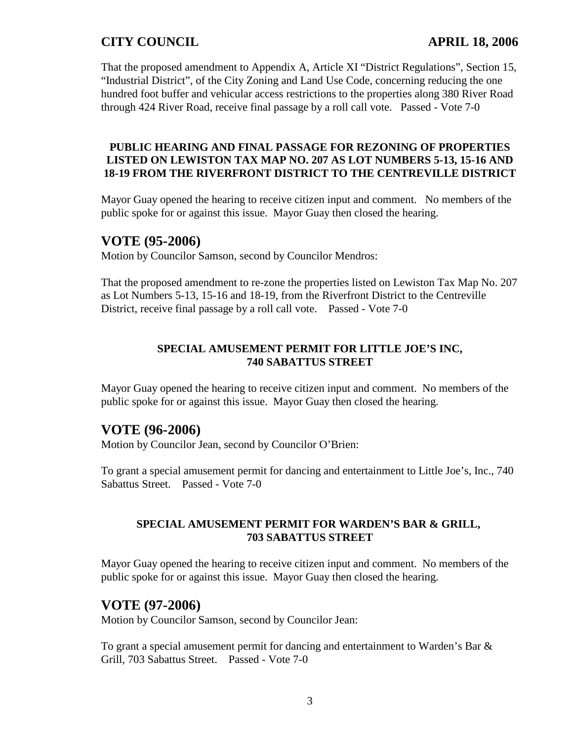That the proposed amendment to Appendix A, Article XI "District Regulations", Section 15, "Industrial District", of the City Zoning and Land Use Code, concerning reducing the one hundred foot buffer and vehicular access restrictions to the properties along 380 River Road through 424 River Road, receive final passage by a roll call vote. Passed - Vote 7-0

**PUBLIC HEARING AND FINAL PASSAGE FOR REZONING OF PROPERTIES LISTED ON LEWISTON TAX MAP NO. 207 AS LOT NUMBERS 5-13, 15-16 AND 18-19 FROM THE RIVERFRONT DISTRICT TO THE CENTREVILLE DISTRICT**

Mayor Guay opened the hearing to receive citizen input and comment. No members of the public spoke for or against this issue. Mayor Guay then closed the hearing.

## VOTE (95-2006)

Motion by Councilor Samson, second by Councilor Mendros:

That the proposed amendment to re-zone the properties listed on Lewiston Tax Map No. 207 as Lot Numbers 5-13, 15-16 and 18-19, from the Riverfront District to the Centreville District, receive final passage by a roll call vote. Passed - Vote 7-0

**SPECIAL AMUSEMENT PERMIT FOR LITTLE JOE'S INC, 740 SABATTUS STREET**

Mayor Guay opened the hearing to receive citizen input and comment. No members of the public spoke for or against this issue. Mayor Guay then closed the hearing.

## VOTE (96-2006)

Motion by Councilor Jean, second by Councilor O'Brien:

To grant a special amusement permit for dancing and entertainment to Little Joe's, Inc., 740 Sabattus Street. Passed - Vote 7-0

**SPECIAL AMUSEMENT PERMIT FOR WARDEN'S BAR & GRILL, 703 SABATTUS STREET**

Mayor Guay opened the hearing to receive citizen input and comment. No members of the public spoke for or against this issue. Mayor Guay then closed the hearing.

## VOTE (97-2006)

Motion by Councilor Samson, second by Councilor Jean:

To grant a special amusement permit for dancing and entertainment to Warden's Bar & Grill, 703 Sabattus Street. Passed - Vote 7-0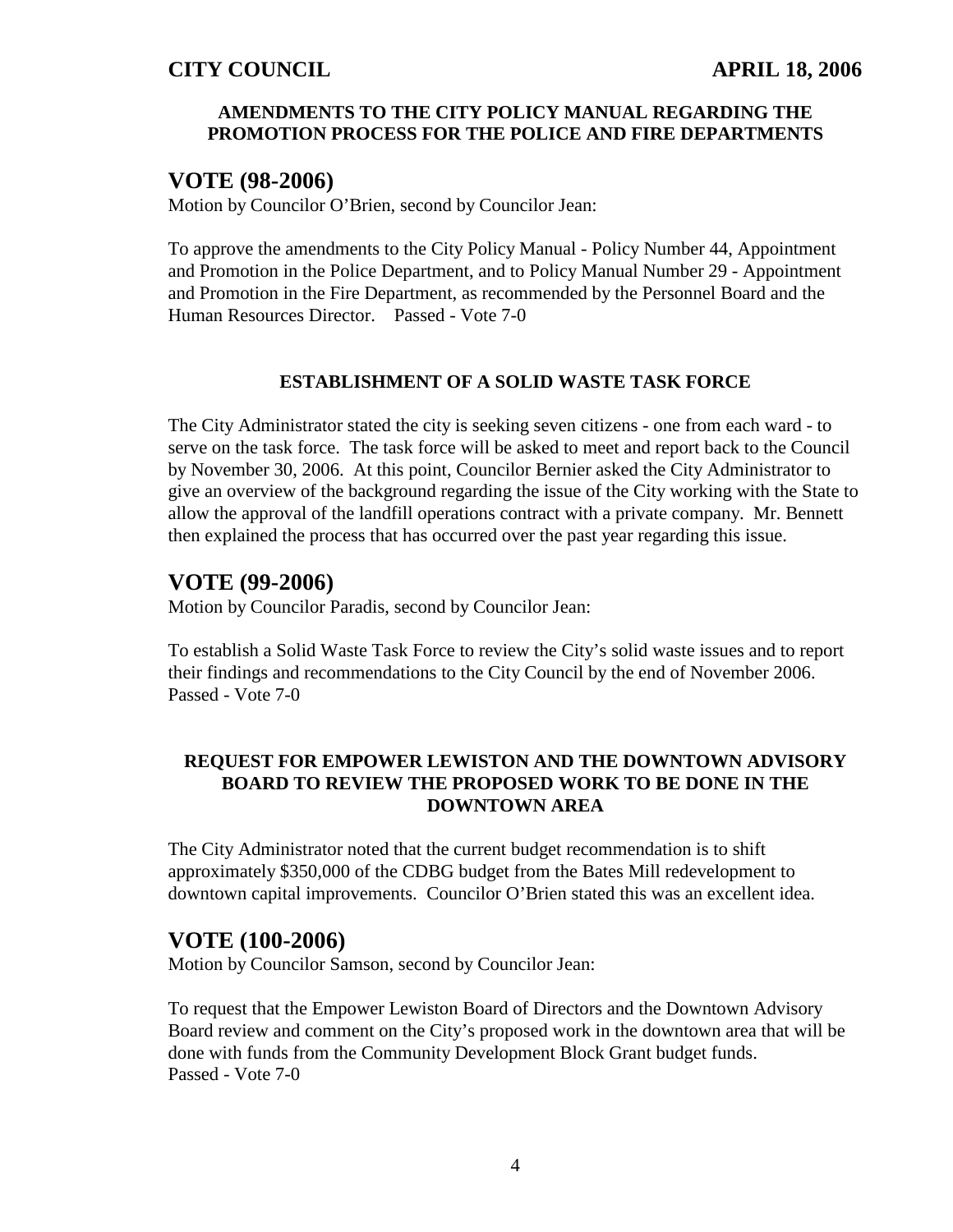### AMENDMENTS TO THE CITY POLICY MANUAL REGARDING THE PROMOTION PROCESS FOR THE POLICE AND FIRE DEPARTMENTS

## VOTE (98-2006)

Motion by Councilor O'Brien, second by Councilor Jean:

To approve the amendments to the City Policy Manual - Policy Number 44, Appointment and Promotion in the Police Department, and to Policy Manual Number 29 - Appointment and Promotion in the Fire Department, as recommended by the Personnel Board and the Human Resources Director. Passed - Vote 7-0

### ESTABLISHMENT OF A SOLID WASTE TASK FORCE

The City Administrator stated the city is seeking seven citizens - one from each ward - to serve on the task force. The task force will be asked to meet and report back to the Council by November 30, 2006. At this point, Councilor Bernier asked the City Administrator to give an overview of the background regarding the issue of the City working with the State to allow the approval of the landfill operations contract with a private company. Mr. Bennett then explained the process that has occurred over the past year regarding this issue.

## VOTE (99-2006)

Motion by Councilor Paradis, second by Councilor Jean:

To establish a Solid Waste Task Force to review the City's solid waste issues and to report their findings and recommendations to the City Council by the end of November 2006. Passed - Vote 7-0

### REQUEST FOR EMPOWER LEWISTON AND THE DOWNTOWN ADVISORY BOARD TO REVIEW THE PROPOSED WORK TO BE DONE IN THE DOWNTOWN AREA

The City Administrator noted that the current budget recommendation is to shift approximately $350,000 of the CDBG budget from the Bates Mill redevelopment to downtown capital improvements. Councilor O'Brien stated this was an excellent idea.

## VOTE (100-2006)

Motion by Councilor Samson, second by Councilor Jean:

To request that the Empower Lewiston Board of Directors and the Downtown Advisory Board review and comment on the City's proposed work in the downtown area that will be done with funds from the Community Development Block Grant budget funds. Passed - Vote 7-0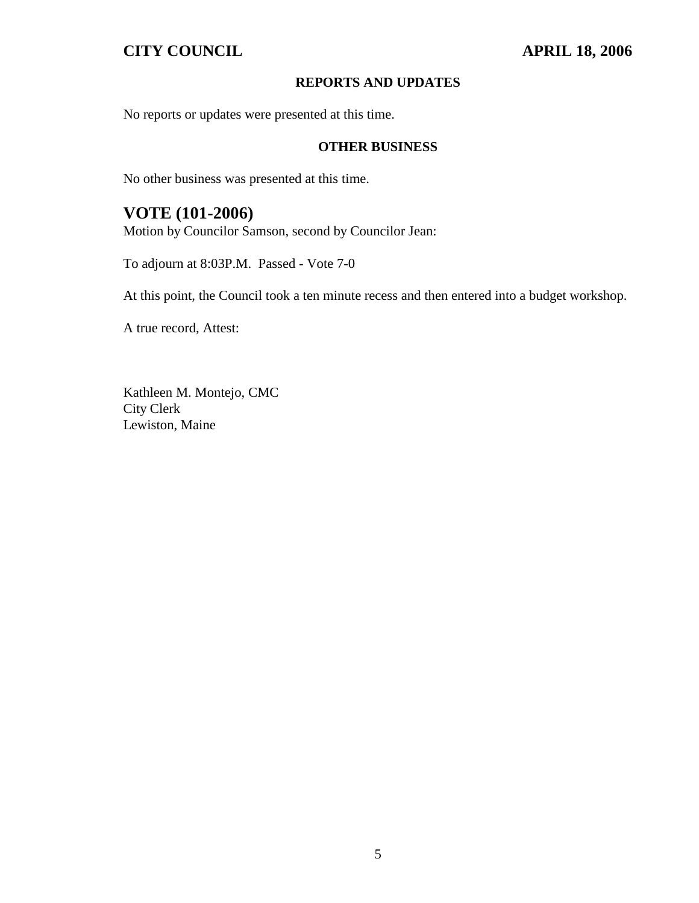### REPORTS AND UPDATES

No reports or updates were presented at this time.

### OTHER BUSINESS

No other business was presented at this time.

## VOTE (101-2006)

Motion by Councilor Samson, second by Councilor Jean:

To adjourn at 8:03P.M. Passed - Vote 7-0

At this point, the Council took a ten minute recess and then entered into a budget workshop.

A true record, Attest:

Kathleen M. Montejo, CMC
City Clerk
Lewiston, Maine